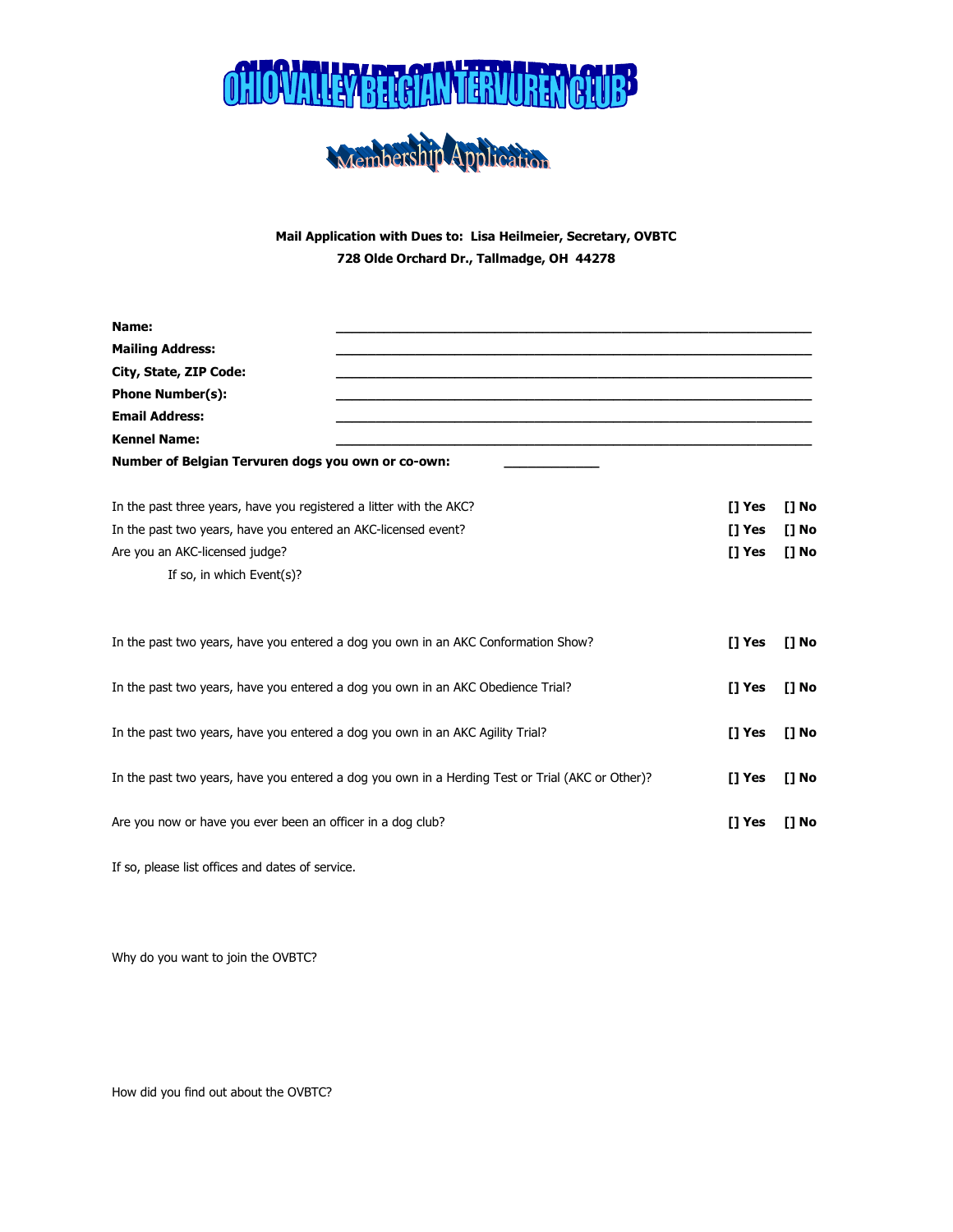# OHIO VALLEY BELGIAN TERVUREN CLUB

## Membership Application

**Mail Application with Dues to: Lisa Heilmeier, Secretary, OVBTC**
**728 Olde Orchard Dr., Tallmadge, OH 44278**

**Name:** ______________________________________________________________

**Mailing Address:** ______________________________________________________________

**City, State, ZIP Code:** ______________________________________________________________

**Phone Number(s):** ______________________________________________________________

**Email Address:** ______________________________________________________________

**Kennel Name:** ______________________________________________________________

**Number of Belgian Tervuren dogs you own or co-own:** ____________

In the past three years, have you registered a litter with the AKC? **[] Yes** **[] No**

In the past two years, have you entered an AKC-licensed event? **[] Yes** **[] No**

Are you an AKC-licensed judge? **[] Yes** **[] No**

If so, in which Event(s)?

In the past two years, have you entered a dog you own in an AKC Conformation Show? **[] Yes** **[] No**

In the past two years, have you entered a dog you own in an AKC Obedience Trial? **[] Yes** **[] No**

In the past two years, have you entered a dog you own in an AKC Agility Trial? **[] Yes** **[] No**

In the past two years, have you entered a dog you own in a Herding Test or Trial (AKC or Other)? **[] Yes** **[] No**

Are you now or have you ever been an officer in a dog club? **[] Yes** **[] No**

If so, please list offices and dates of service.

Why do you want to join the OVBTC?

How did you find out about the OVBTC?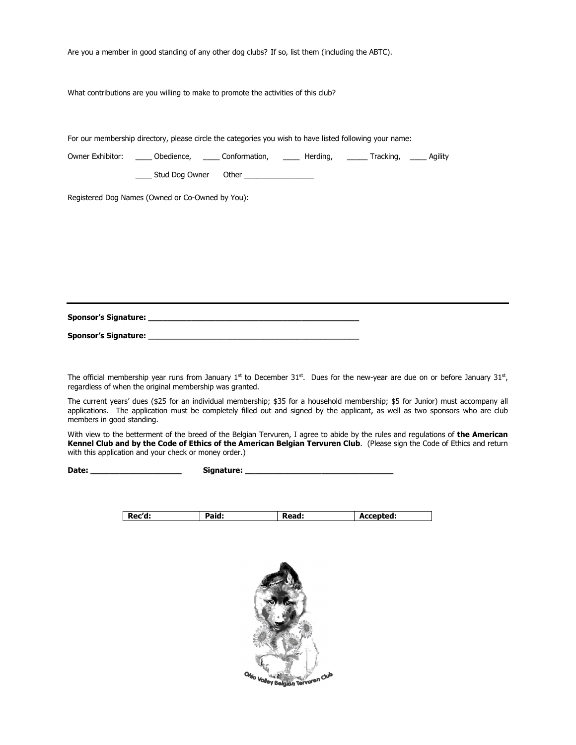Are you a member in good standing of any other dog clubs? If so, list them (including the ABTC).

What contributions are you willing to make to promote the activities of this club?

For our membership directory, please circle the categories you wish to have listed following your name:

Owner Exhibitor: ____ Obedience, ____ Conformation, ____ Herding, _____ Tracking, ____ Agility

____ Stud Dog Owner Other _________________

Registered Dog Names (Owned or Co-Owned by You):

---

**Sponsor's Signature: _________________________________________________**

**Sponsor's Signature: _________________________________________________**

The official membership year runs from January 1st to December 31st. Dues for the new-year are due on or before January 31st, regardless of when the original membership was granted.

The current years' dues ($25 for an individual membership; $35 for a household membership; $5 for Junior) must accompany all applications. The application must be completely filled out and signed by the applicant, as well as two sponsors who are club members in good standing.

With view to the betterment of the breed of the Belgian Tervuren, I agree to abide by the rules and regulations of **the American Kennel Club and by the Code of Ethics of the American Belgian Tervuren Club**. (Please sign the Code of Ethics and return with this application and your check or money order.)

**Date: ____________________** **Signature: __________________________________**

| Rec'd: | Paid: | Read: | Accepted: |
|---|---|---|---|

Ohio Valley Belgian Tervuren Club